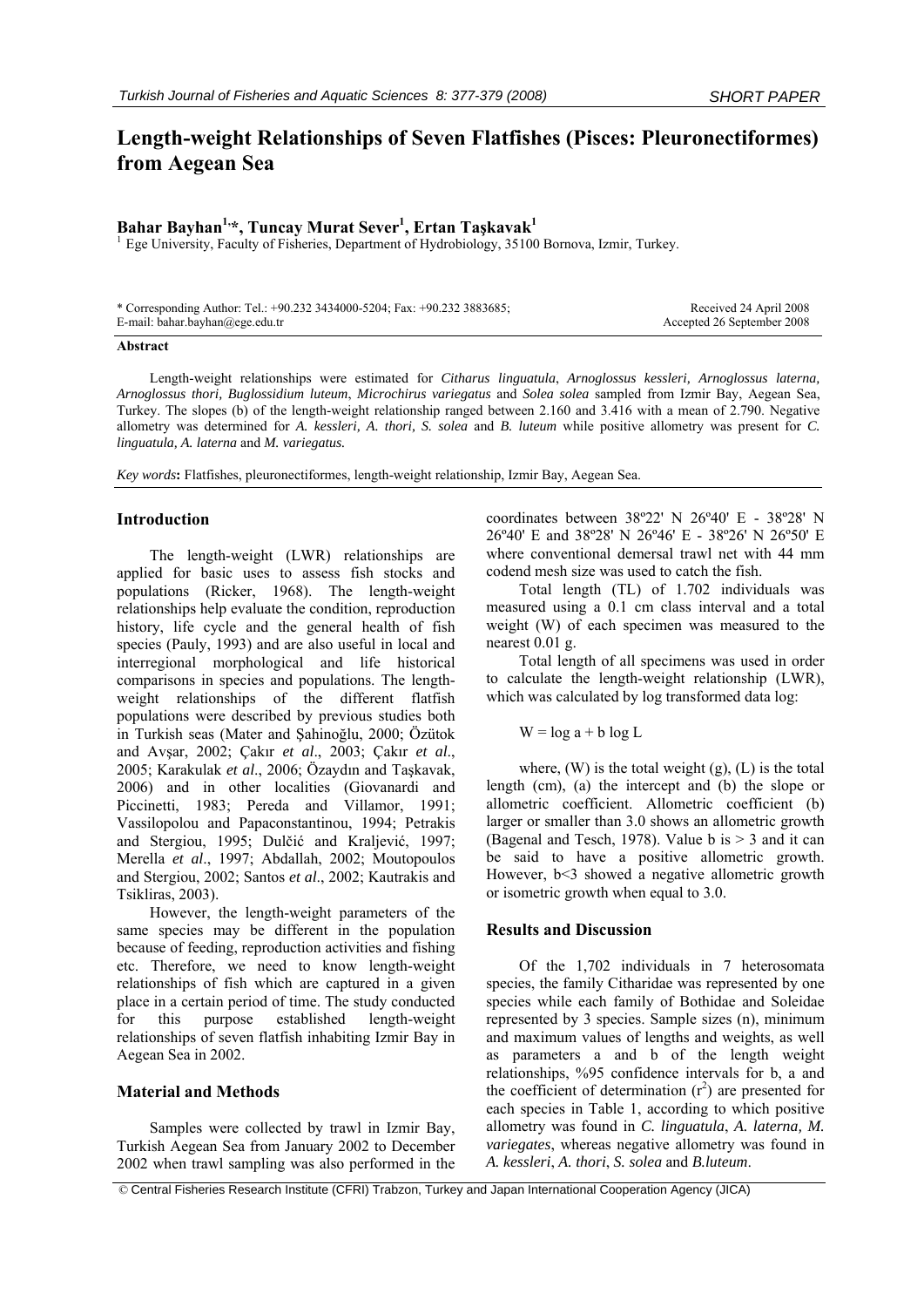# Length-weight Relationships of Seven Flatfishes (Pisces: Pleuronectiformes) from Aegean Sea

**Bahar Bayhan[1,*], Tuncay Murat Sever[1], Ertan Taşkavak[1]**

[1] Ege University, Faculty of Fisheries, Department of Hydrobiology, 35100 Bornova, Izmir, Turkey.

\* Corresponding Author: Tel.: +90.232 3434000-5204; Fax: +90.232 3883685; E-mail: bahar.bayhan@ege.edu.tr

Received 24 April 2008
Accepted 26 September 2008

### Abstract

Length-weight relationships were estimated for *Citharus linguatula*, *Arnoglossus kessleri, Arnoglossus laterna, Arnoglossus thori, Buglossidium luteum*, *Microchirus variegatus* and *Solea solea* sampled from Izmir Bay, Aegean Sea, Turkey. The slopes (b) of the length-weight relationship ranged between 2.160 and 3.416 with a mean of 2.790. Negative allometry was determined for *A. kessleri, A. thori, S. solea* and *B. luteum* while positive allometry was present for *C. linguatula, A. laterna* and *M. variegatus.*

*Key words***:** Flatfishes, pleuronectiformes, length-weight relationship, Izmir Bay, Aegean Sea.

## Introduction

The length-weight (LWR) relationships are applied for basic uses to assess fish stocks and populations (Ricker, 1968). The length-weight relationships help evaluate the condition, reproduction history, life cycle and the general health of fish species (Pauly, 1993) and are also useful in local and interregional morphological and life historical comparisons in species and populations. The length-weight relationships of the different flatfish populations were described by previous studies both in Turkish seas (Mater and Şahinoğlu, 2000; Özütok and Avşar, 2002; Çakır *et al*., 2003; Çakır *et al*., 2005; Karakulak *et al*., 2006; Özaydın and Taşkavak, 2006) and in other localities (Giovanardi and Piccinetti, 1983; Pereda and Villamor, 1991; Vassilopolou and Papaconstantinou, 1994; Petrakis and Stergiou, 1995; Dulčić and Kraljević, 1997; Merella *et al*., 1997; Abdallah, 2002; Moutopoulos and Stergiou, 2002; Santos *et al*., 2002; Kautrakis and Tsikliras, 2003).

However, the length-weight parameters of the same species may be different in the population because of feeding, reproduction activities and fishing etc. Therefore, we need to know length-weight relationships of fish which are captured in a given place in a certain period of time. The study conducted for this purpose established length-weight relationships of seven flatfish inhabiting Izmir Bay in Aegean Sea in 2002.

## Material and Methods

Samples were collected by trawl in Izmir Bay, Turkish Aegean Sea from January 2002 to December 2002 when trawl sampling was also performed in the coordinates between 38º22' N 26º40' E - 38º28' N 26º40' E and 38º28' N 26º46' E - 38º26' N 26º50' E where conventional demersal trawl net with 44 mm codend mesh size was used to catch the fish.

Total length (TL) of 1.702 individuals was measured using a 0.1 cm class interval and a total weight (W) of each specimen was measured to the nearest 0.01 g.

Total length of all specimens was used in order to calculate the length-weight relationship (LWR), which was calculated by log transformed data log:

$$W = \log a + b \log L$$

where, (W) is the total weight (g), (L) is the total length (cm), (a) the intercept and (b) the slope or allometric coefficient. Allometric coefficient (b) larger or smaller than 3.0 shows an allometric growth (Bagenal and Tesch, 1978). Value b is $> 3$ and it can be said to have a positive allometric growth. However, $b<3$ showed a negative allometric growth or isometric growth when equal to 3.0.

## Results and Discussion

Of the 1,702 individuals in 7 heterosomata species, the family Citharidae was represented by one species while each family of Bothidae and Soleidae represented by 3 species. Sample sizes (n), minimum and maximum values of lengths and weights, as well as parameters a and b of the length weight relationships, %95 confidence intervals for b, a and the coefficient of determination ($r^2$) are presented for each species in Table 1, according to which positive allometry was found in *C. linguatula*, *A. laterna, M. variegates*, whereas negative allometry was found in *A. kessleri*, *A. thori*, *S. solea* and *B.luteum*.

© Central Fisheries Research Institute (CFRI) Trabzon, Turkey and Japan International Cooperation Agency (JICA)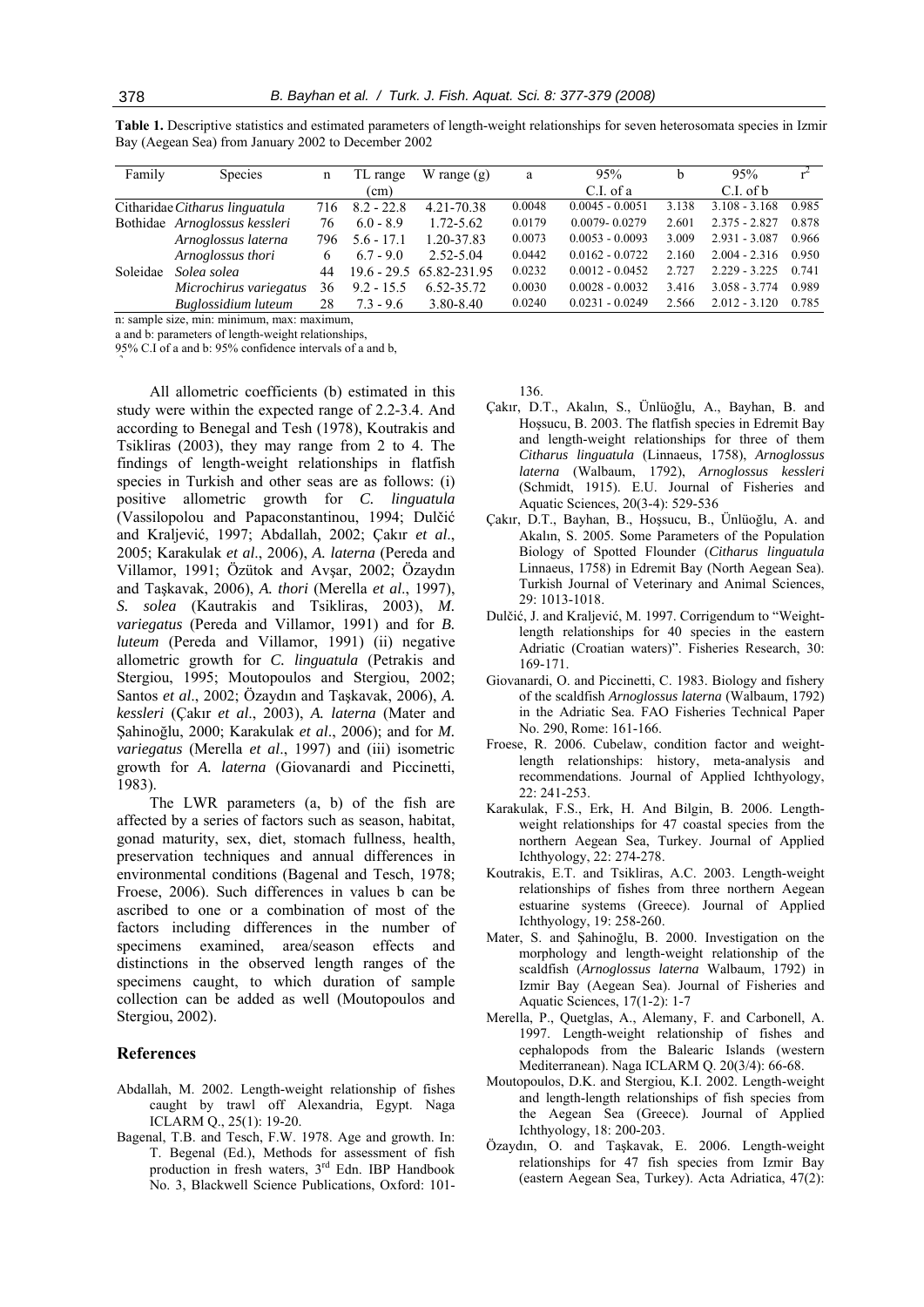**Table 1.** Descriptive statistics and estimated parameters of length-weight relationships for seven heterosomata species in Izmir Bay (Aegean Sea) from January 2002 to December 2002

| Family | Species | n | TL range (cm) | W range (g) | a | 95% C.I. of a | b | 95% C.I. of b | $r^2$ |
|---|---|---|---|---|---|---|---|---|---|
| Citharidae | *Citharus linguatula* | 716 | 8.2 - 22.8 | 4.21-70.38 | 0.0048 | 0.0045 - 0.0051 | 3.138 | 3.108 - 3.168 | 0.985 |
| Bothidae | *Arnoglossus kessleri* | 76 | 6.0 - 8.9 | 1.72-5.62 | 0.0179 | 0.0079- 0.0279 | 2.601 | 2.375 - 2.827 | 0.878 |
| | *Arnoglossus laterna* | 796 | 5.6 - 17.1 | 1.20-37.83 | 0.0073 | 0.0053 - 0.0093 | 3.009 | 2.931 - 3.087 | 0.966 |
| | *Arnoglossus thori* | 6 | 6.7 - 9.0 | 2.52-5.04 | 0.0442 | 0.0162 - 0.0722 | 2.160 | 2.004 - 2.316 | 0.950 |
| Soleidae | *Solea solea* | 44 | 19.6 - 29.5 | 65.82-231.95 | 0.0232 | 0.0012 - 0.0452 | 2.727 | 2.229 - 3.225 | 0.741 |
| | *Microchirus variegatus* | 36 | 9.2 - 15.5 | 6.52-35.72 | 0.0030 | 0.0028 - 0.0032 | 3.416 | 3.058 - 3.774 | 0.989 |
| | *Buglossidium luteum* | 28 | 7.3 - 9.6 | 3.80-8.40 | 0.0240 | 0.0231 - 0.0249 | 2.566 | 2.012 - 3.120 | 0.785 |

n: sample size, min: minimum, max: maximum,
a and b: parameters of length-weight relationships,
95% C.I of a and b: 95% confidence intervals of a and b,

All allometric coefficients (b) estimated in this study were within the expected range of 2.2-3.4. And according to Benegal and Tesh (1978), Koutrakis and Tsikliras (2003), they may range from 2 to 4. The findings of length-weight relationships in flatfish species in Turkish and other seas are as follows: (i) positive allometric growth for *C. linguatula* (Vassilopolou and Papaconstantinou, 1994; Dulčić and Kraljević, 1997; Abdallah, 2002; Çakır *et al*., 2005; Karakulak *et al*., 2006), *A. laterna* (Pereda and Villamor, 1991; Özütok and Avşar, 2002; Özaydın and Taşkavak, 2006), *A. thori* (Merella *et al*., 1997), *S. solea* (Kautrakis and Tsikliras, 2003), *M. variegatus* (Pereda and Villamor, 1991) and for *B. luteum* (Pereda and Villamor, 1991) (ii) negative allometric growth for *C. linguatula* (Petrakis and Stergiou, 1995; Moutopoulos and Stergiou, 2002; Santos *et al*., 2002; Özaydın and Taşkavak, 2006), *A. kessleri* (Çakır *et al*., 2003), *A. laterna* (Mater and Şahinoğlu, 2000; Karakulak *et al*., 2006); and for *M. variegatus* (Merella *et al*., 1997) and (iii) isometric growth for *A. laterna* (Giovanardi and Piccinetti, 1983).

The LWR parameters (a, b) of the fish are affected by a series of factors such as season, habitat, gonad maturity, sex, diet, stomach fullness, health, preservation techniques and annual differences in environmental conditions (Bagenal and Tesch, 1978; Froese, 2006). Such differences in values b can be ascribed to one or a combination of most of the factors including differences in the number of specimens examined, area/season effects and distinctions in the observed length ranges of the specimens caught, to which duration of sample collection can be added as well (Moutopoulos and Stergiou, 2002).

## References

Abdallah, M. 2002. Length-weight relationship of fishes caught by trawl off Alexandria, Egypt. Naga ICLARM Q., 25(1): 19-20.

Bagenal, T.B. and Tesch, F.W. 1978. Age and growth. In: T. Begenal (Ed.), Methods for assessment of fish production in fresh waters, 3rd Edn. IBP Handbook No. 3, Blackwell Science Publications, Oxford: 101-136.

Çakır, D.T., Akalın, S., Ünlüoğlu, A., Bayhan, B. and Hoşsucu, B. 2003. The flatfish species in Edremit Bay and length-weight relationships for three of them *Citharus linguatula* (Linnaeus, 1758), *Arnoglossus laterna* (Walbaum, 1792), *Arnoglossus kessleri* (Schmidt, 1915). E.U. Journal of Fisheries and Aquatic Sciences, 20(3-4): 529-536

Çakır, D.T., Bayhan, B., Hoşsucu, B., Ünlüoğlu, A. and Akalın, S. 2005. Some Parameters of the Population Biology of Spotted Flounder (*Citharus linguatula* Linnaeus, 1758) in Edremit Bay (North Aegean Sea). Turkish Journal of Veterinary and Animal Sciences, 29: 1013-1018.

Dulčić, J. and Kraljević, M. 1997. Corrigendum to "Weight-length relationships for 40 species in the eastern Adriatic (Croatian waters)". Fisheries Research, 30: 169-171.

Giovanardi, O. and Piccinetti, C. 1983. Biology and fishery of the scaldfish *Arnoglossus laterna* (Walbaum, 1792) in the Adriatic Sea. FAO Fisheries Technical Paper No. 290, Rome: 161-166.

Froese, R. 2006. Cubelaw, condition factor and weight-length relationships: history, meta-analysis and recommendations. Journal of Applied Ichthyology, 22: 241-253.

Karakulak, F.S., Erk, H. And Bilgin, B. 2006. Length-weight relationships for 47 coastal species from the northern Aegean Sea, Turkey. Journal of Applied Ichthyology, 22: 274-278.

Koutrakis, E.T. and Tsikliras, A.C. 2003. Length-weight relationships of fishes from three northern Aegean estuarine systems (Greece). Journal of Applied Ichthyology, 19: 258-260.

Mater, S. and Şahinoğlu, B. 2000. Investigation on the morphology and length-weight relationship of the scaldfish (*Arnoglossus laterna* Walbaum, 1792) in Izmir Bay (Aegean Sea). Journal of Fisheries and Aquatic Sciences, 17(1-2): 1-7

Merella, P., Quetglas, A., Alemany, F. and Carbonell, A. 1997. Length-weight relationship of fishes and cephalopods from the Balearic Islands (western Mediterranean). Naga ICLARM Q. 20(3/4): 66-68.

Moutopoulos, D.K. and Stergiou, K.I. 2002. Length-weight and length-length relationships of fish species from the Aegean Sea (Greece). Journal of Applied Ichthyology, 18: 200-203.

Özaydın, O. and Taşkavak, E. 2006. Length-weight relationships for 47 fish species from Izmir Bay (eastern Aegean Sea, Turkey). Acta Adriatica, 47(2):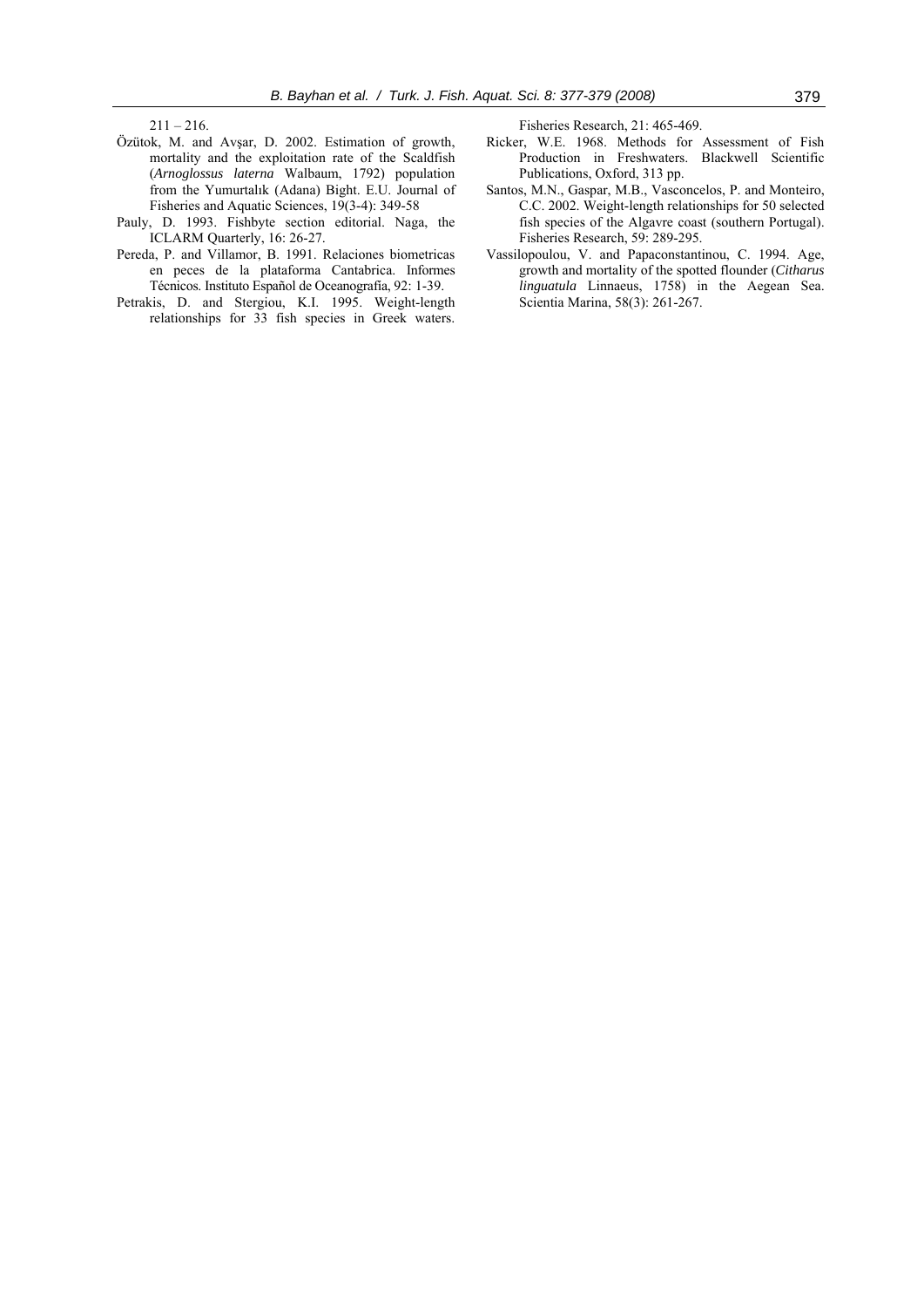211 – 216.

Özütok, M. and Avşar, D. 2002. Estimation of growth, mortality and the exploitation rate of the Scaldfish (*Arnoglossus laterna* Walbaum, 1792) population from the Yumurtalık (Adana) Bight. E.U. Journal of Fisheries and Aquatic Sciences, 19(3-4): 349-58

Pauly, D. 1993. Fishbyte section editorial. Naga, the ICLARM Quarterly, 16: 26-27.

Pereda, P. and Villamor, B. 1991. Relaciones biometricas en peces de la plataforma Cantabrica. Informes Técnicos. Instituto Español de Oceanografía, 92: 1-39.

Petrakis, D. and Stergiou, K.I. 1995. Weight-length relationships for 33 fish species in Greek waters. Fisheries Research, 21: 465-469.

Ricker, W.E. 1968. Methods for Assessment of Fish Production in Freshwaters. Blackwell Scientific Publications, Oxford, 313 pp.

Santos, M.N., Gaspar, M.B., Vasconcelos, P. and Monteiro, C.C. 2002. Weight-length relationships for 50 selected fish species of the Algavre coast (southern Portugal). Fisheries Research, 59: 289-295.

Vassilopoulou, V. and Papaconstantinou, C. 1994. Age, growth and mortality of the spotted flounder (*Citharus linguatula* Linnaeus, 1758) in the Aegean Sea. Scientia Marina, 58(3): 261-267.